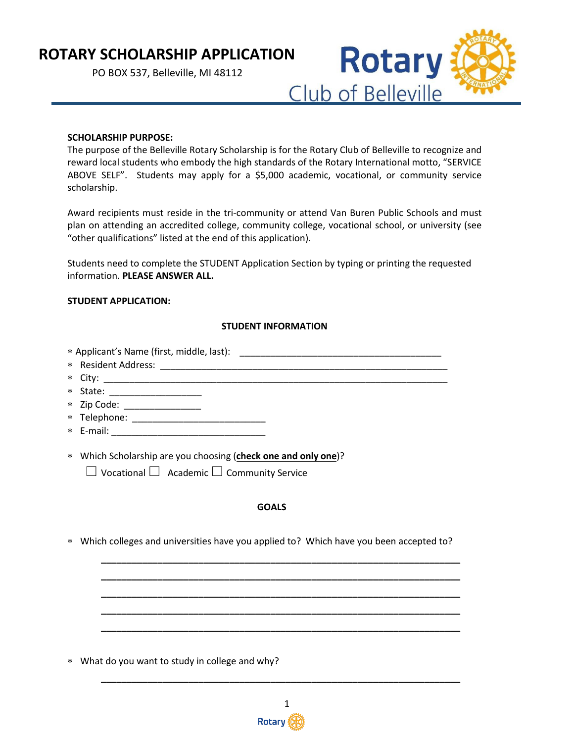# ROTARY SCHOLARSHIP APPLICATION

PO BOX 537, Belleville, MI 48112

Rotary Club of Belleville

**SCHOLARSHIP PURPOSE:**

The purpose of the Belleville Rotary Scholarship is for the Rotary Club of Belleville to recognize and reward local students who embody the high standards of the Rotary International motto, "SERVICE ABOVE SELF". Students may apply for a $5,000 academic, vocational, or community service scholarship.

Award recipients must reside in the tri-community or attend Van Buren Public Schools and must plan on attending an accredited college, community college, vocational school, or university (see "other qualifications" listed at the end of this application).

Students need to complete the STUDENT Application Section by typing or printing the requested information. **PLEASE ANSWER ALL.**

**STUDENT APPLICATION:**

**STUDENT INFORMATION**

* Applicant's Name (first, middle, last): ________________________________________
* Resident Address: ________________________________________________________
* City: ____________________________________________________________________
* State: __________________
* Zip Code: _______________
* Telephone: _________________________
* E-mail: ______________________________

* Which Scholarship are you choosing (**check one and only one**)?

  ☐ Vocational ☐ Academic ☐ Community Service

**GOALS**

* Which colleges and universities have you applied to? Which have you been accepted to?

  ______________________________________________________________________

  ______________________________________________________________________

  ______________________________________________________________________

  ______________________________________________________________________

  ______________________________________________________________________

* What do you want to study in college and why?

  ______________________________________________________________________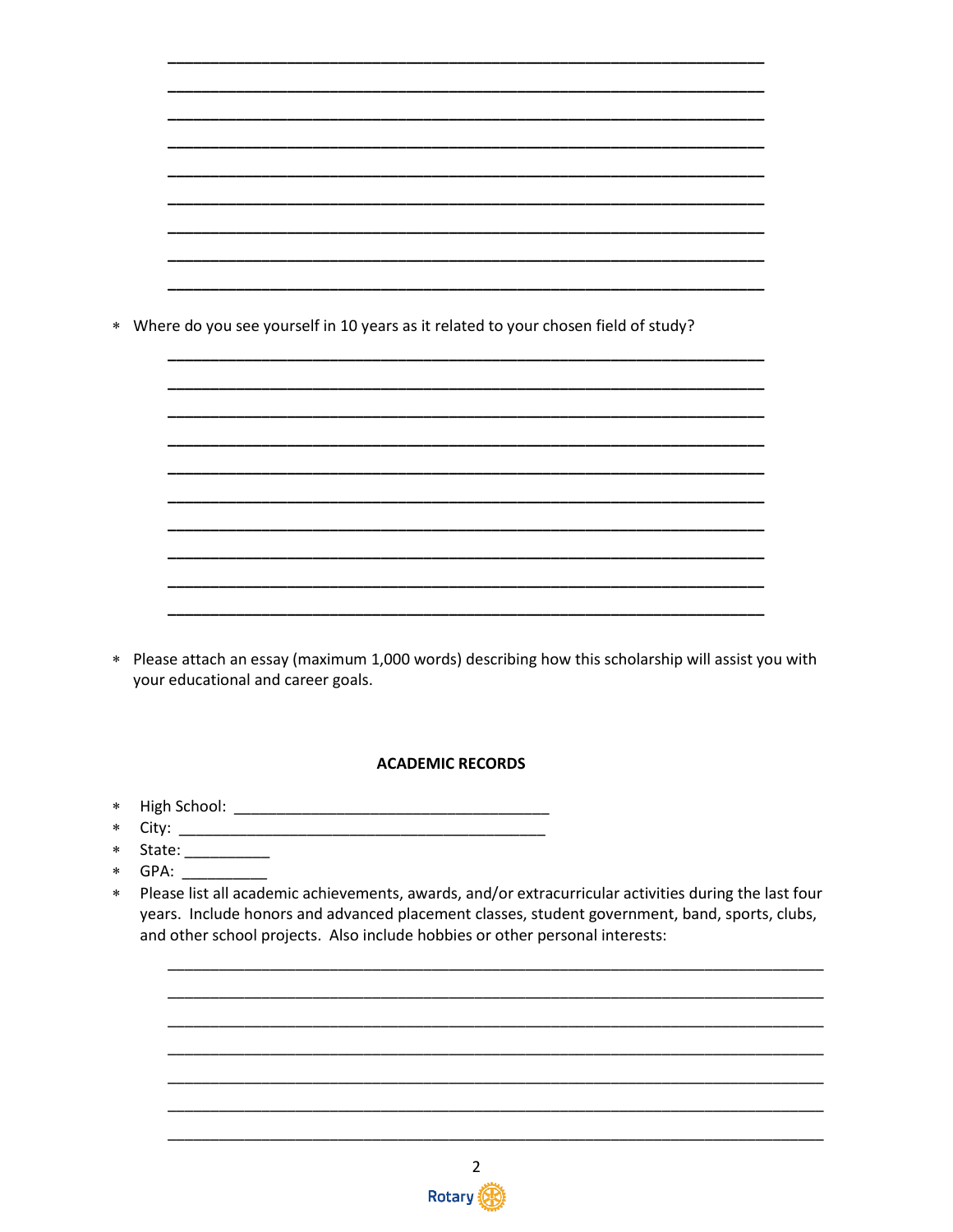___________________________________________________________________

___________________________________________________________________

___________________________________________________________________

___________________________________________________________________

___________________________________________________________________

___________________________________________________________________

___________________________________________________________________

___________________________________________________________________

___________________________________________________________________

* Where do you see yourself in 10 years as it related to your chosen field of study?

___________________________________________________________________

___________________________________________________________________

___________________________________________________________________

___________________________________________________________________

___________________________________________________________________

___________________________________________________________________

___________________________________________________________________

___________________________________________________________________

___________________________________________________________________

___________________________________________________________________

* Please attach an essay (maximum 1,000 words) describing how this scholarship will assist you with your educational and career goals.

**ACADEMIC RECORDS**

* High School: ____________________________________
* City: ________________________________________
* State: __________
* GPA: __________
* Please list all academic achievements, awards, and/or extracurricular activities during the last four years. Include honors and advanced placement classes, student government, band, sports, clubs, and other school projects. Also include hobbies or other personal interests:

___________________________________________________________________

___________________________________________________________________

___________________________________________________________________

___________________________________________________________________

___________________________________________________________________

___________________________________________________________________

___________________________________________________________________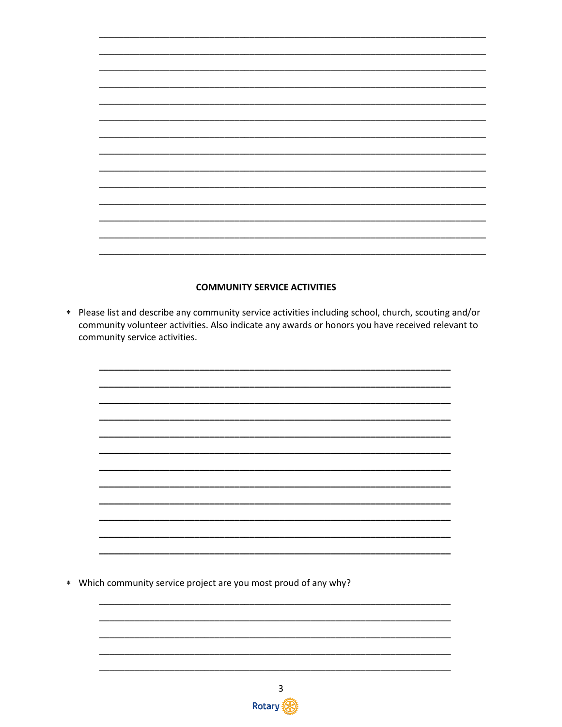## COMMUNITY SERVICE ACTIVITIES

* Please list and describe any community service activities including school, church, scouting and/or community volunteer activities. Also indicate any awards or honors you have received relevant to community service activities.

* Which community service project are you most proud of any why?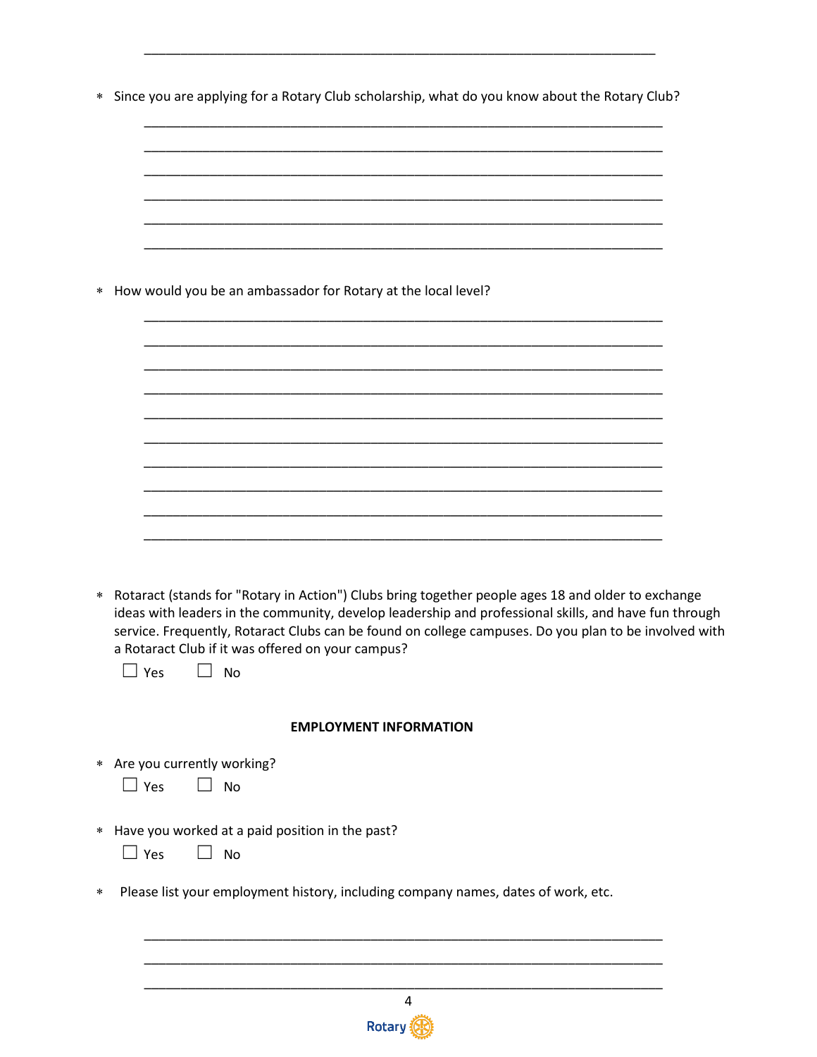___________________________________________________________________________

* Since you are applying for a Rotary Club scholarship, what do you know about the Rotary Club?

___________________________________________________________________________

___________________________________________________________________________

___________________________________________________________________________

___________________________________________________________________________

___________________________________________________________________________

___________________________________________________________________________

* How would you be an ambassador for Rotary at the local level?

___________________________________________________________________________

___________________________________________________________________________

___________________________________________________________________________

___________________________________________________________________________

___________________________________________________________________________

___________________________________________________________________________

___________________________________________________________________________

___________________________________________________________________________

___________________________________________________________________________

___________________________________________________________________________

* Rotaract (stands for "Rotary in Action") Clubs bring together people ages 18 and older to exchange ideas with leaders in the community, develop leadership and professional skills, and have fun through service. Frequently, Rotaract Clubs can be found on college campuses. Do you plan to be involved with a Rotaract Club if it was offered on your campus?

  ☐ Yes ☐ No

**EMPLOYMENT INFORMATION**

* Are you currently working?

  ☐ Yes ☐ No

* Have you worked at a paid position in the past?

  ☐ Yes ☐ No

* Please list your employment history, including company names, dates of work, etc.

___________________________________________________________________________

___________________________________________________________________________

___________________________________________________________________________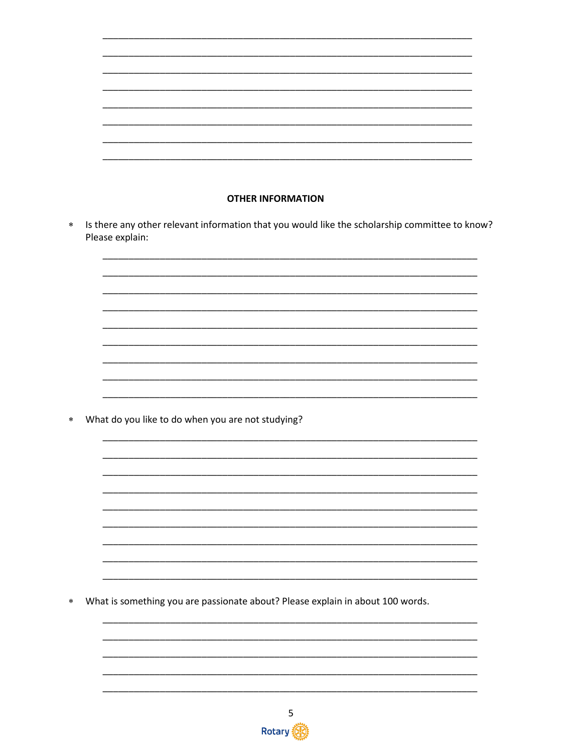________________________________________________________________________

________________________________________________________________________

________________________________________________________________________

________________________________________________________________________

________________________________________________________________________

________________________________________________________________________

________________________________________________________________________

________________________________________________________________________

## OTHER INFORMATION

* Is there any other relevant information that you would like the scholarship committee to know? Please explain:

________________________________________________________________________

________________________________________________________________________

________________________________________________________________________

________________________________________________________________________

________________________________________________________________________

________________________________________________________________________

________________________________________________________________________

________________________________________________________________________

________________________________________________________________________

* What do you like to do when you are not studying?

________________________________________________________________________

________________________________________________________________________

________________________________________________________________________

________________________________________________________________________

________________________________________________________________________

________________________________________________________________________

________________________________________________________________________

________________________________________________________________________

________________________________________________________________________

* What is something you are passionate about? Please explain in about 100 words.

________________________________________________________________________

________________________________________________________________________

________________________________________________________________________

________________________________________________________________________

________________________________________________________________________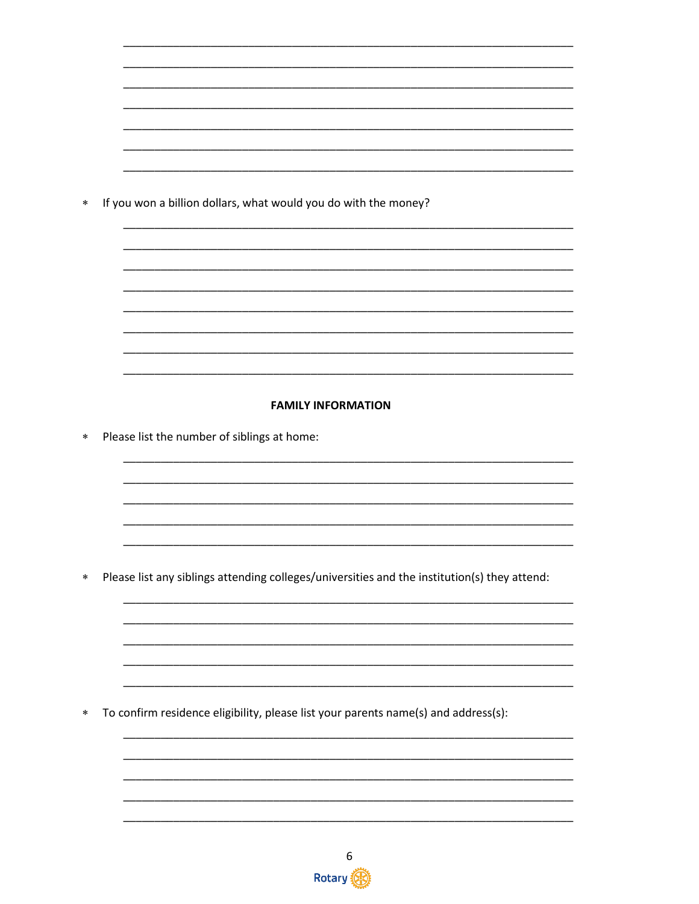\* If you won a billion dollars, what would you do with the money?

## FAMILY INFORMATION

\* Please list the number of siblings at home:

\* Please list any siblings attending colleges/universities and the institution(s) they attend:

\* To confirm residence eligibility, please list your parents name(s) and address(s):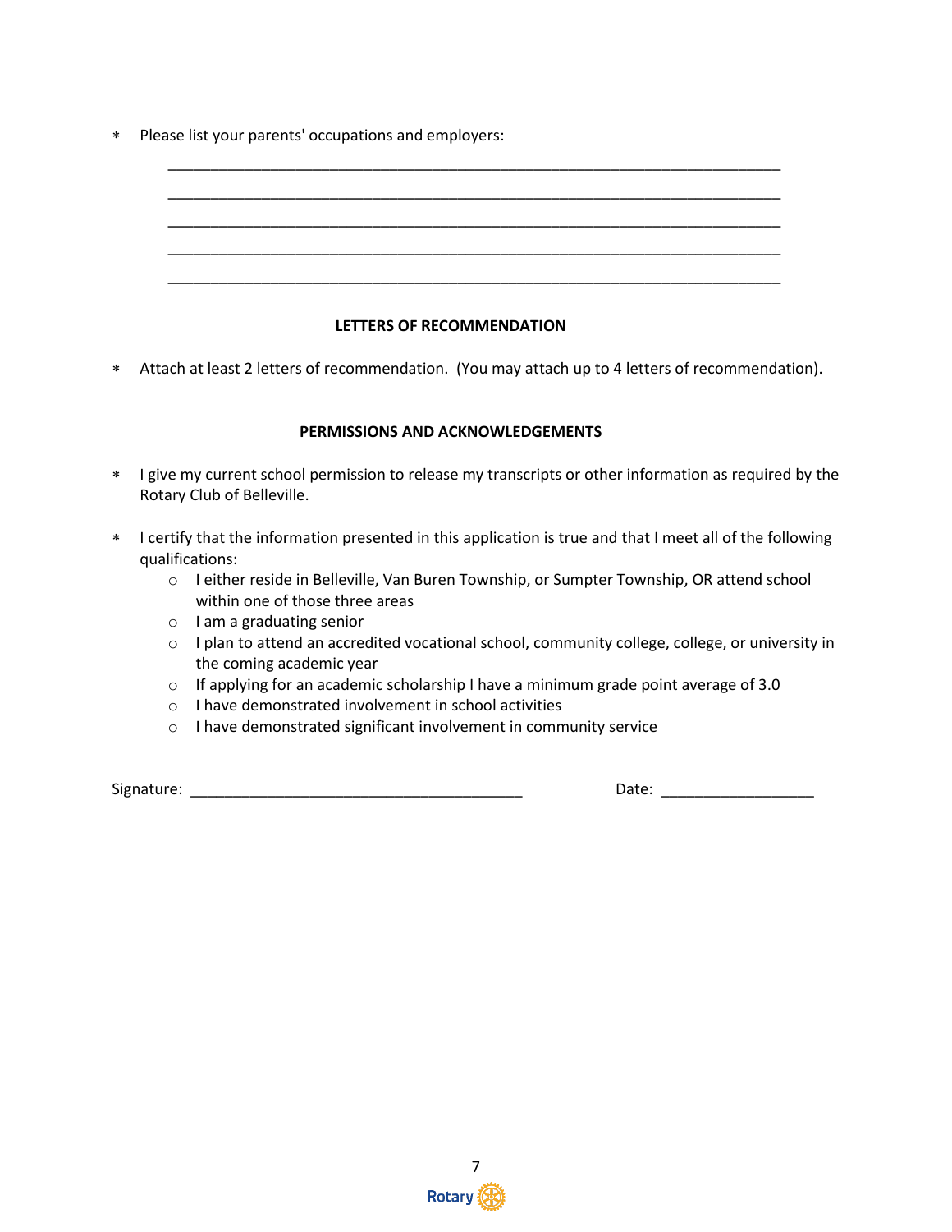* Please list your parents' occupations and employers:

  ___________________________________________________________________________

  ___________________________________________________________________________

  ___________________________________________________________________________

  ___________________________________________________________________________

  ___________________________________________________________________________

**LETTERS OF RECOMMENDATION**

* Attach at least 2 letters of recommendation. (You may attach up to 4 letters of recommendation).

**PERMISSIONS AND ACKNOWLEDGEMENTS**

* I give my current school permission to release my transcripts or other information as required by the Rotary Club of Belleville.

* I certify that the information presented in this application is true and that I meet all of the following qualifications:
  - I either reside in Belleville, Van Buren Township, or Sumpter Township, OR attend school within one of those three areas
  - I am a graduating senior
  - I plan to attend an accredited vocational school, community college, college, or university in the coming academic year
  - If applying for an academic scholarship I have a minimum grade point average of 3.0
  - I have demonstrated involvement in school activities
  - I have demonstrated significant involvement in community service

Signature: ________________________________________ Date: __________________